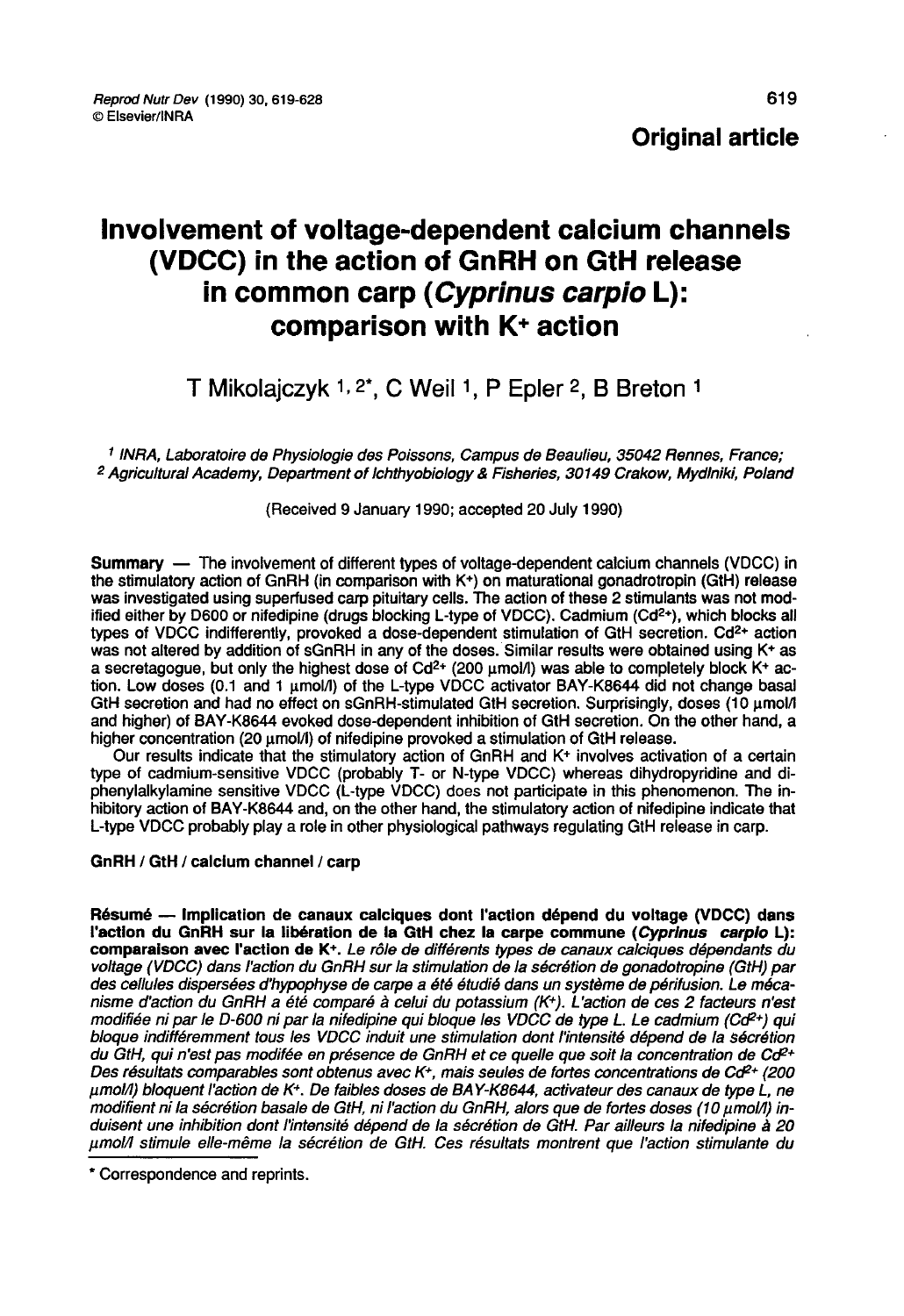**Original article**

# Involvement of voltage-dependent calcium channels (VDCC) in the action of GnRH on GtH release in common carp (*Cyprinus carpio* L): comparison with $K^+$ action

T Mikolajczyk [1,2*], C Weil [1], P Epler [2], B Breton [1]

[1] *INRA, Laboratoire de Physiologie des Poissons, Campus de Beaulieu, 35042 Rennes, France;*
[2] *Agricultural Academy, Department of Ichthyobiology & Fisheries, 30149 Crakow, Mydlniki, Poland*

(Received 9 January 1990; accepted 20 July 1990)

**Summary** — The involvement of different types of voltage-dependent calcium channels (VDCC) in the stimulatory action of GnRH (in comparison with $K^+$) on maturational gonadotropin (GtH) release was investigated using superfused carp pituitary cells. The action of these 2 stimulants was not modified either by D600 or nifedipine (drugs blocking L-type of VDCC). Cadmium ($Cd^{2+}$), which blocks all types of VDCC indifferently, provoked a dose-dependent stimulation of GtH secretion. $Cd^{2+}$ action was not altered by addition of sGnRH in any of the doses. Similar results were obtained using $K^+$ as a secretagogue, but only the highest dose of $Cd^{2+}$ (200 μmol/l) was able to completely block $K^+$ action. Low doses (0.1 and 1 μmol/l) of the L-type VDCC activator BAY-K8644 did not change basal GtH secretion and had no effect on sGnRH-stimulated GtH secretion. Surprisingly, doses (10 μmol/l and higher) of BAY-K8644 evoked dose-dependent inhibition of GtH secretion. On the other hand, a higher concentration (20 μmol/l) of nifedipine provoked a stimulation of GtH release.

Our results indicate that the stimulatory action of GnRH and $K^+$ involves activation of a certain type of cadmium-sensitive VDCC (probably T- or N-type VDCC) whereas dihydropyridine and diphenylalkylamine sensitive VDCC (L-type VDCC) does not participate in this phenomenon. The inhibitory action of BAY-K8644 and, on the other hand, the stimulatory action of nifedipine indicate that L-type VDCC probably play a role in other physiological pathways regulating GtH release in carp.

**GnRH / GtH / calcium channel / carp**

**Résumé — Implication de canaux calciques dont l'action dépend du voltage (VDCC) dans l'action du GnRH sur la libération de la GtH chez la carpe commune (*Cyprinus carpio* L): comparaison avec l'action de $K^+$.** *Le rôle de différents types de canaux calciques dépendants du voltage (VDCC) dans l'action du GnRH sur la stimulation de la sécrétion de gonadotropine (GtH) par des cellules dispersées d'hypophyse de carpe a été étudié dans un système de périfusion. Le mécanisme d'action du GnRH a été comparé à celui du potassium ($K^+$). L'action de ces 2 facteurs n'est modifiée ni par le D-600 ni par la nifedipine qui bloque les VDCC de type L. Le cadmium ($Cd^{2+}$) qui bloque indifféremment tous les VDCC induit une stimulation dont l'intensité dépend de la sécrétion du GtH, qui n'est pas modifiée en présence de GnRH et ce quelle que soit la concentration de $Cd^{2+}$. Des résultats comparables sont obtenus avec $K^+$, mais seules de fortes concentrations de $Cd^{2+}$ (200 μmol/l) bloquent l'action de $K^+$. De faibles doses de BAY-K8644, activateur des canaux de type L, ne modifient ni la sécrétion basale de GtH, ni l'action du GnRH, alors que de fortes doses (10 μmol/l) induisent une inhibition dont l'intensité dépend de la sécrétion de GtH. Par ailleurs la nifedipine à 20 μmol/l stimule elle-même la sécrétion de GtH. Ces résultats montrent que l'action stimulante du*

\* Correspondence and reprints.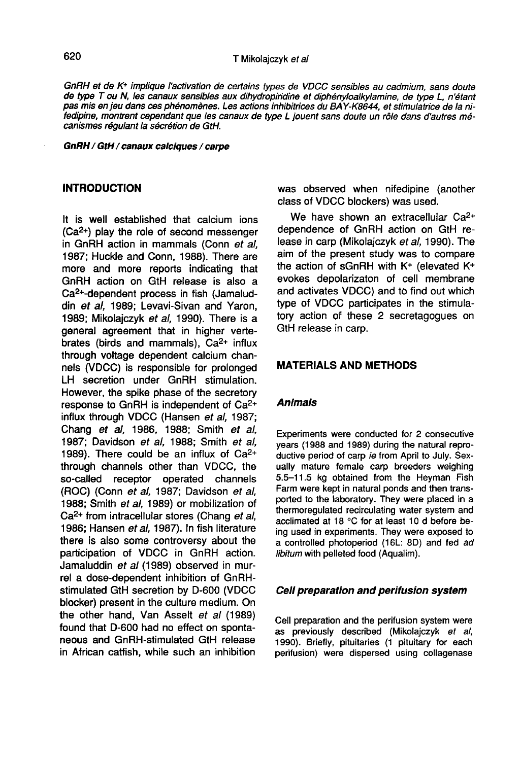*GnRH et de K+ implique l'activation de certains types de VDCC sensibles au cadmium, sans doute de type T ou N, les canaux sensibles aux dihydropiridine et diphénylalkylamine, de type L, n'étant pas mis en jeu dans ces phénomènes. Les actions inhibitrices du BAY-K8644, et stimulatrice de la nifedipine, montrent cependant que les canaux de type L jouent sans doute un rôle dans d'autres mécanismes régulant la sécrétion de GtH.*

***GnRH / GtH / canaux calciques / carpe***

## INTRODUCTION

It is well established that calcium ions ($Ca^{2+}$) play the role of second messenger in GnRH action in mammals (Conn *et al*, 1987; Huckle and Conn, 1988). There are more and more reports indicating that GnRH action on GtH release is also a $Ca^{2+}$-dependent process in fish (Jamaluddin *et al*, 1989; Levavi-Sivan and Yaron, 1989; Mikolajczyk *et al*, 1990). There is a general agreement that in higher vertebrates (birds and mammals), $Ca^{2+}$ influx through voltage dependent calcium channels (VDCC) is responsible for prolonged LH secretion under GnRH stimulation. However, the spike phase of the secretory response to GnRH is independent of $Ca^{2+}$ influx through VDCC (Hansen *et al*, 1987; Chang *et al*, 1986, 1988; Smith *et al*, 1987; Davidson *et al*, 1988; Smith *et al*, 1989). There could be an influx of $Ca^{2+}$ through channels other than VDCC, the so-called receptor operated channels (ROC) (Conn *et al*, 1987; Davidson *et al*, 1988; Smith *et al*, 1989) or mobilization of $Ca^{2+}$ from intracellular stores (Chang *et al*, 1986; Hansen *et al*, 1987). In fish literature there is also some controversy about the participation of VDCC in GnRH action. Jamaluddin *et al* (1989) observed in murrel a dose-dependent inhibition of GnRH-stimulated GtH secretion by D-600 (VDCC blocker) present in the culture medium. On the other hand, Van Asselt *et al* (1989) found that D-600 had no effect on spontaneous and GnRH-stimulated GtH release in African catfish, while such an inhibition was observed when nifedipine (another class of VDCC blockers) was used.

We have shown an extracellular $Ca^{2+}$ dependence of GnRH action on GtH release in carp (Mikolajczyk *et al*, 1990). The aim of the present study was to compare the action of sGnRH with $K^+$ (elevated $K^+$ evokes depolarizaton of cell membrane and activates VDCC) and to find out which type of VDCC participates in the stimulatory action of these 2 secretagogues on GtH release in carp.

## MATERIALS AND METHODS

### Animals

Experiments were conducted for 2 consecutive years (1988 and 1989) during the natural reproductive period of carp *ie* from April to July. Sexually mature female carp breeders weighing 5.5–11.5 kg obtained from the Heyman Fish Farm were kept in natural ponds and then transported to the laboratory. They were placed in a thermoregulated recirculating water system and acclimated at 18 °C for at least 10 d before being used in experiments. They were exposed to a controlled photoperiod (16L: 8D) and fed *ad libitum* with pelleted food (Aqualim).

### Cell preparation and perifusion system

Cell preparation and the perifusion system were as previously described (Mikolajczyk *et al*, 1990). Briefly, pituitaries (1 pituitary for each perifusion) were dispersed using collagenase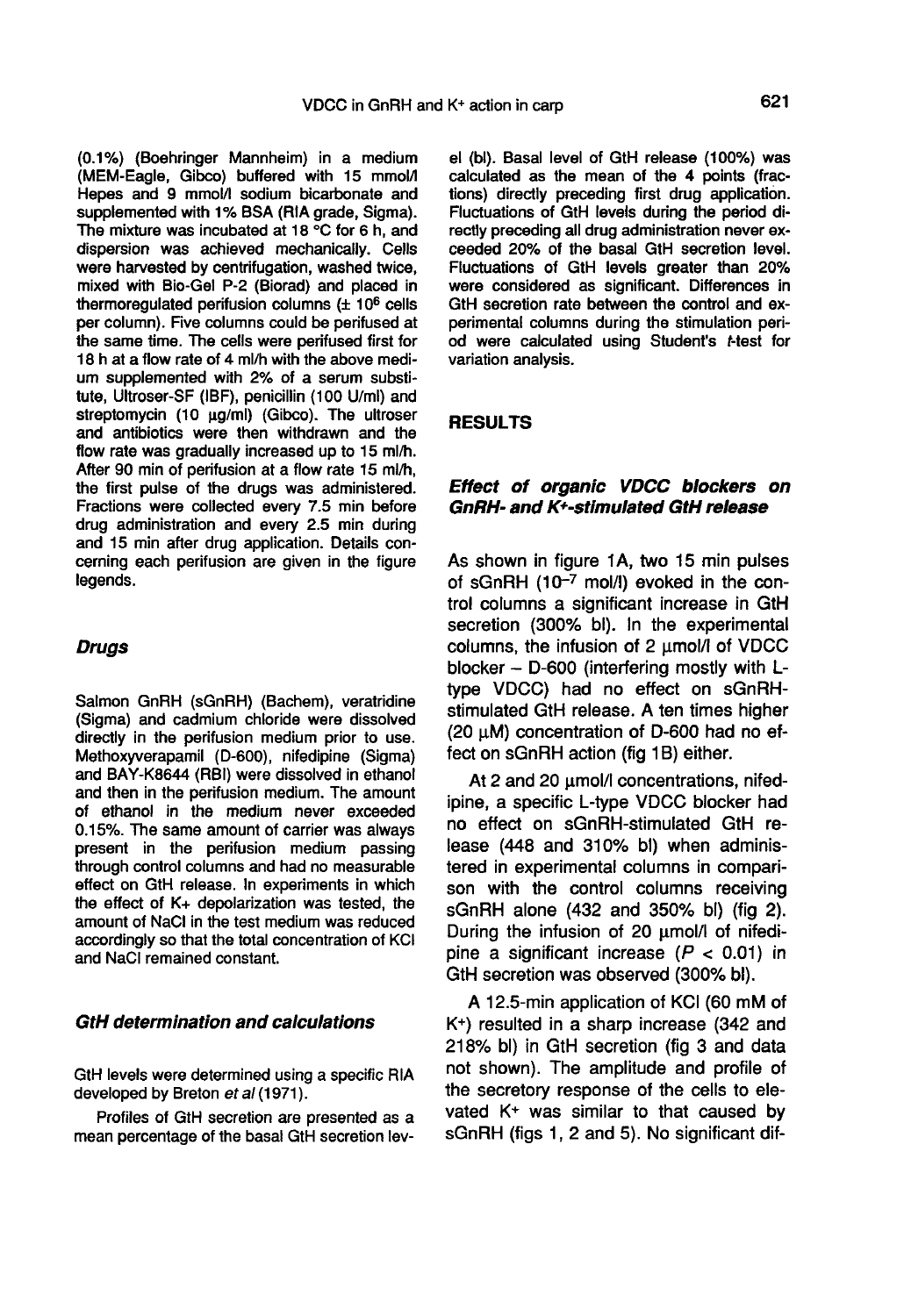(0.1%) (Boehringer Mannheim) in a medium (MEM-Eagle, Gibco) buffered with 15 mmol/l Hepes and 9 mmol/l sodium bicarbonate and supplemented with 1% BSA (RIA grade, Sigma). The mixture was incubated at 18 °C for 6 h, and dispersion was achieved mechanically. Cells were harvested by centrifugation, washed twice, mixed with Bio-Gel P-2 (Biorad) and placed in thermoregulated perifusion columns ($\pm 10^6$ cells per column). Five columns could be perifused at the same time. The cells were perifused first for 18 h at a flow rate of 4 ml/h with the above medium supplemented with 2% of a serum substitute, Ultroser-SF (IBF), penicillin (100 U/ml) and streptomycin (10 µg/ml) (Gibco). The ultroser and antibiotics were then withdrawn and the flow rate was gradually increased up to 15 ml/h. After 90 min of perifusion at a flow rate 15 ml/h, the first pulse of the drugs was administered. Fractions were collected every 7.5 min before drug administration and every 2.5 min during and 15 min after drug application. Details concerning each perifusion are given in the figure legends.

### Drugs

Salmon GnRH (sGnRH) (Bachem), veratridine (Sigma) and cadmium chloride were dissolved directly in the perifusion medium prior to use. Methoxyverapamil (D-600), nifedipine (Sigma) and BAY-K8644 (RBI) were dissolved in ethanol and then in the perifusion medium. The amount of ethanol in the medium never exceeded 0.15%. The same amount of carrier was always present in the perifusion medium passing through control columns and had no measurable effect on GtH release. In experiments in which the effect of $K^+$ depolarization was tested, the amount of NaCl in the test medium was reduced accordingly so that the total concentration of KCl and NaCl remained constant.

### GtH determination and calculations

GtH levels were determined using a specific RIA developed by Breton *et al* (1971).

Profiles of GtH secretion are presented as a mean percentage of the basal GtH secretion level (bl). Basal level of GtH release (100%) was calculated as the mean of the 4 points (fractions) directly preceding first drug application. Fluctuations of GtH levels during the period directly preceding all drug administration never exceeded 20% of the basal GtH secretion level. Fluctuations of GtH levels greater than 20% were considered as significant. Differences in GtH secretion rate between the control and experimental columns during the stimulation period were calculated using Student's *t*-test for variation analysis.

## RESULTS

### Effect of organic VDCC blockers on GnRH- and K+-stimulated GtH release

As shown in figure 1A, two 15 min pulses of sGnRH ($10^{-7}$ mol/l) evoked in the control columns a significant increase in GtH secretion (300% bl). In the experimental columns, the infusion of 2 µmol/l of VDCC blocker – D-600 (interfering mostly with L-type VDCC) had no effect on sGnRH-stimulated GtH release. A ten times higher (20 µM) concentration of D-600 had no effect on sGnRH action (fig 1B) either.

At 2 and 20 µmol/l concentrations, nifedipine, a specific L-type VDCC blocker had no effect on sGnRH-stimulated GtH release (448 and 310% bl) when administered in experimental columns in comparison with the control columns receiving sGnRH alone (432 and 350% bl) (fig 2). During the infusion of 20 µmol/l of nifedipine a significant increase ($P < 0.01$) in GtH secretion was observed (300% bl).

A 12.5-min application of KCl (60 mM of $K^+$) resulted in a sharp increase (342 and 218% bl) in GtH secretion (fig 3 and data not shown). The amplitude and profile of the secretory response of the cells to elevated $K^+$ was similar to that caused by sGnRH (figs 1, 2 and 5). No significant dif-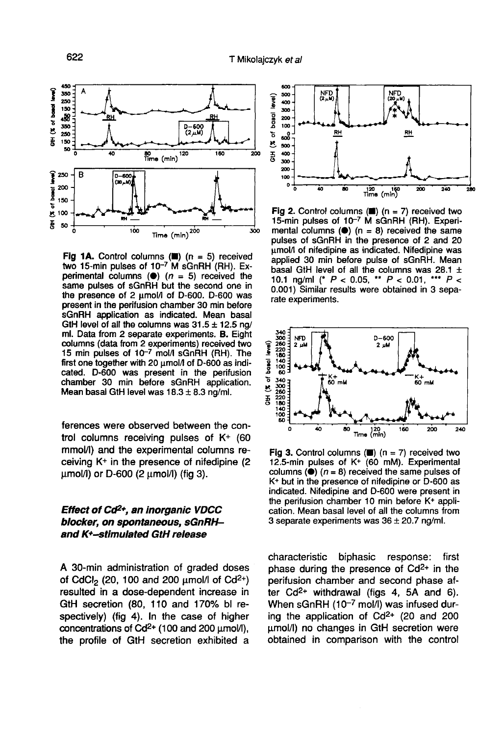Fig 1A. Control columns (■) ($n$ = 5) received two 15-min pulses of $10^{-7}$ M sGnRH (RH). Experimental columns (●) ($n$ = 5) received the same pulses of sGnRH but the second one in the presence of 2 μmol/l of D-600. D-600 was present in the perifusion chamber 30 min before sGnRH application as indicated. Mean basal GtH level of all the columns was 31.5 ± 12.5 ng/ml. Data from 2 separate experiments. **B.** Eight columns (data from 2 experiments) received two 15 min pulses of $10^{-7}$ mol/l sGnRH (RH). The first one together with 20 μmol/l of D-600 as indicated. D-600 was present in the perifusion chamber 30 min before sGnRH application. Mean basal GtH level was 18.3 ± 8.3 ng/ml.

Fig 2. Control columns (■) ($n$ = 7) received two 15-min pulses of $10^{-7}$ M sGnRH (RH). Experimental columns (●) ($n$ = 8) received the same pulses of sGnRH in the presence of 2 and 20 μmol/l of nifedipine as indicated. Nifedipine was applied 30 min before pulse of sGnRH. Mean basal GtH level of all the columns was 28.1 ± 10.1 ng/ml (* $P < 0.05$, ** $P < 0.01$, *** $P < 0.001$) Similar results were obtained in 3 separate experiments.

ferences were observed between the control columns receiving pulses of $K^+$ (60 mmol/l) and the experimental columns receiving $K^+$ in the presence of nifedipine (2 μmol/l) or D-600 (2 μmol/l) (fig 3).

Fig 3. Control columns (■) ($n$ = 7) received two 12.5-min pulses of $K^+$ (60 mM). Experimental columns (●) ($n$ = 8) received the same pulses of $K^+$ but in the presence of nifedipine or D-600 as indicated. Nifedipine and D-600 were present in the perifusion chamber 10 min before $K^+$ application. Mean basal level of all the columns from 3 separate experiments was 36 ± 20.7 ng/ml.

### *Effect of $Cd^{2+}$, an inorganic VDCC blocker, on spontaneous, sGnRH- and $K^+$-stimulated GtH release*

A 30-min administration of graded doses of $CdCl_2$ (20, 100 and 200 μmol/l of $Cd^{2+}$) resulted in a dose-dependent increase in GtH secretion (80, 110 and 170% bl respectively) (fig 4). In the case of higher concentrations of $Cd^{2+}$ (100 and 200 μmol/l), the profile of GtH secretion exhibited a characteristic biphasic response: first phase during the presence of $Cd^{2+}$ in the perifusion chamber and second phase after $Cd^{2+}$ withdrawal (figs 4, 5A and 6). When sGnRH ($10^{-7}$ mol/l) was infused during the application of $Cd^{2+}$ (20 and 200 μmol/l) no changes in GtH secretion were obtained in comparison with the control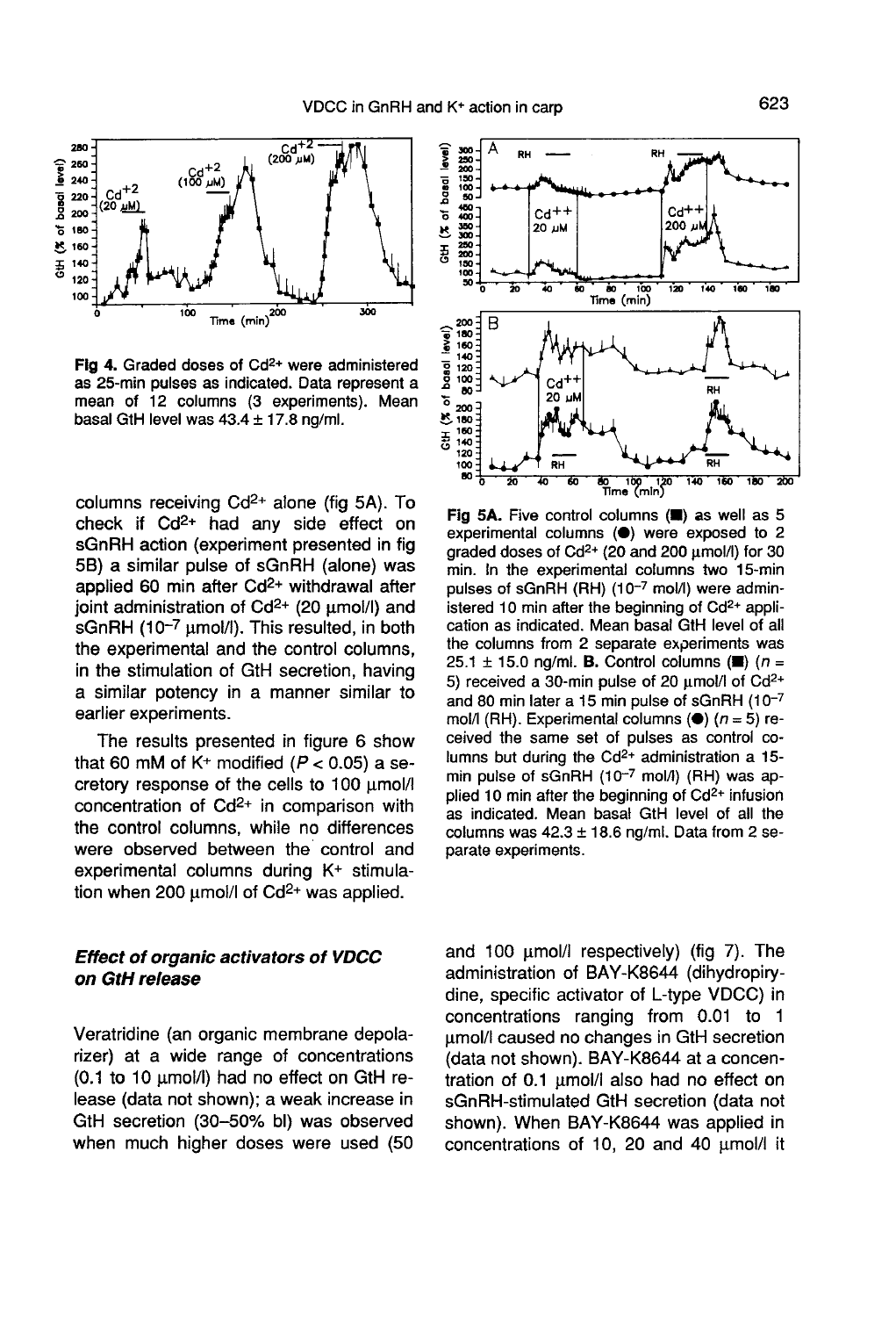**Fig 4.** Graded doses of $Cd^{2+}$ were administered as 25-min pulses as indicated. Data represent a mean of 12 columns (3 experiments). Mean basal GtH level was 43.4 ± 17.8 ng/ml.

**Fig 5A.** Five control columns (■) as well as 5 experimental columns (●) were exposed to 2 graded doses of $Cd^{2+}$ (20 and 200 μmol/l) for 30 min. In the experimental columns two 15-min pulses of sGnRH (RH) ($10^{-7}$ mol/l) were administered 10 min after the beginning of $Cd^{2+}$ application as indicated. Mean basal GtH level of all the columns from 2 separate experiments was 25.1 ± 15.0 ng/ml. **B.** Control columns (■) ($n = 5$) received a 30-min pulse of 20 μmol/l of $Cd^{2+}$ and 80 min later a 15 min pulse of sGnRH ($10^{-7}$ mol/l (RH). Experimental columns (●) ($n = 5$) received the same set of pulses as control columns but during the $Cd^{2+}$ administration a 15-min pulse of sGnRH ($10^{-7}$ mol/l) (RH) was applied 10 min after the beginning of $Cd^{2+}$ infusion as indicated. Mean basal GtH level of all the columns was 42.3 ± 18.6 ng/ml. Data from 2 separate experiments.

columns receiving $Cd^{2+}$ alone (fig 5A). To check if $Cd^{2+}$ had any side effect on sGnRH action (experiment presented in fig 5B) a similar pulse of sGnRH (alone) was applied 60 min after $Cd^{2+}$ withdrawal after joint administration of $Cd^{2+}$ (20 μmol/l) and sGnRH ($10^{-7}$ μmol/l). This resulted, in both the experimental and the control columns, in the stimulation of GtH secretion, having a similar potency in a manner similar to earlier experiments.

The results presented in figure 6 show that 60 mM of $K^+$ modified ($P < 0.05$) a secretory response of the cells to 100 μmol/l concentration of $Cd^{2+}$ in comparison with the control columns, while no differences were observed between the control and experimental columns during $K^+$ stimulation when 200 μmol/l of $Cd^{2+}$ was applied.

### *Effect of organic activators of VDCC on GtH release*

Veratridine (an organic membrane depolarizer) at a wide range of concentrations (0.1 to 10 μmol/l) had no effect on GtH release (data not shown); a weak increase in GtH secretion (30–50% bl) was observed when much higher doses were used (50 and 100 μmol/l respectively) (fig 7). The administration of BAY-K8644 (dihydropirydine, specific activator of L-type VDCC) in concentrations ranging from 0.01 to 1 μmol/l caused no changes in GtH secretion (data not shown). BAY-K8644 at a concentration of 0.1 μmol/l also had no effect on sGnRH-stimulated GtH secretion (data not shown). When BAY-K8644 was applied in concentrations of 10, 20 and 40 μmol/l it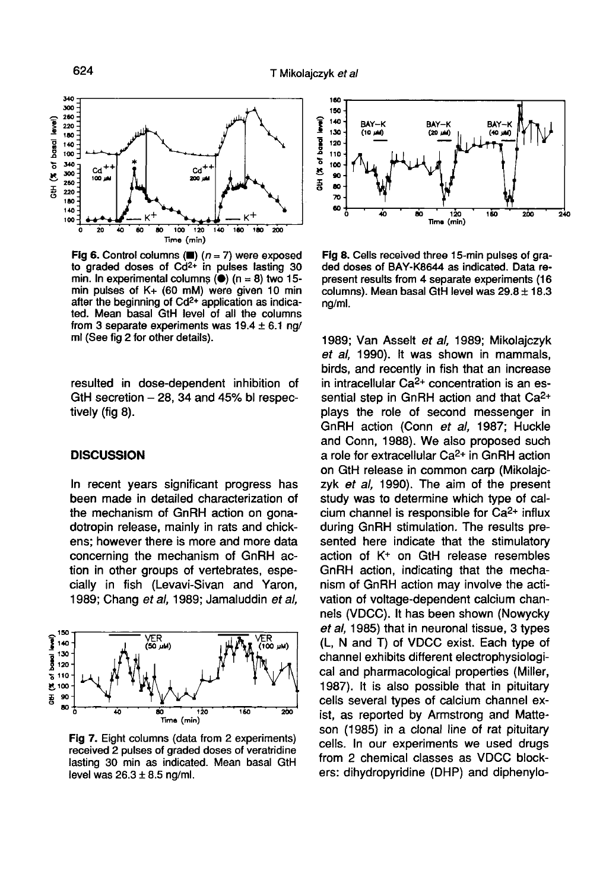Fig 6. Control columns (■) ($n = 7$) were exposed to graded doses of $Cd^{2+}$ in pulses lasting 30 min. In experimental columns (●) ($n = 8$) two 15-min pulses of K+ (60 mM) were given 10 min after the beginning of $Cd^{2+}$ application as indicated. Mean basal GtH level of all the columns from 3 separate experiments was $19.4 \pm 6.1$ ng/ml (See fig 2 for other details).

Fig 8. Cells received three 15-min pulses of graded doses of BAY-K8644 as indicated. Data represent results from 4 separate experiments (16 columns). Mean basal GtH level was $29.8 \pm 18.3$ ng/ml.

resulted in dose-dependent inhibition of GtH secretion – 28, 34 and 45% bl respectively (fig 8).

## DISCUSSION

In recent years significant progress has been made in detailed characterization of the mechanism of GnRH action on gonadotropin release, mainly in rats and chickens; however there is more and more data concerning the mechanism of GnRH action in other groups of vertebrates, especially in fish (Levavi-Sivan and Yaron, 1989; Chang *et al*, 1989; Jamaluddin *et al*, 1989; Van Asselt *et al*, 1989; Mikolajczyk *et al*, 1990). It was shown in mammals, birds, and recently in fish that an increase in intracellular $Ca^{2+}$ concentration is an essential step in GnRH action and that $Ca^{2+}$ plays the role of second messenger in GnRH action (Conn *et al*, 1987; Huckle and Conn, 1988). We also proposed such a role for extracellular $Ca^{2+}$ in GnRH action on GtH release in common carp (Mikolajczyk *et al*, 1990). The aim of the present study was to determine which type of calcium channel is responsible for $Ca^{2+}$ influx during GnRH stimulation. The results presented here indicate that the stimulatory action of $K^+$ on GtH release resembles GnRH action, indicating that the mechanism of GnRH action may involve the activation of voltage-dependent calcium channels (VDCC). It has been shown (Nowycky *et al*, 1985) that in neuronal tissue, 3 types (L, N and T) of VDCC exist. Each type of channel exhibits different electrophysiological and pharmacological properties (Miller, 1987). It is also possible that in pituitary cells several types of calcium channel exist, as reported by Armstrong and Matteson (1985) in a clonal line of rat pituitary cells. In our experiments we used drugs from 2 chemical classes as VDCC blockers: dihydropyridine (DHP) and diphenylo-

Fig 7. Eight columns (data from 2 experiments) received 2 pulses of graded doses of veratridine lasting 30 min as indicated. Mean basal GtH level was $26.3 \pm 8.5$ ng/ml.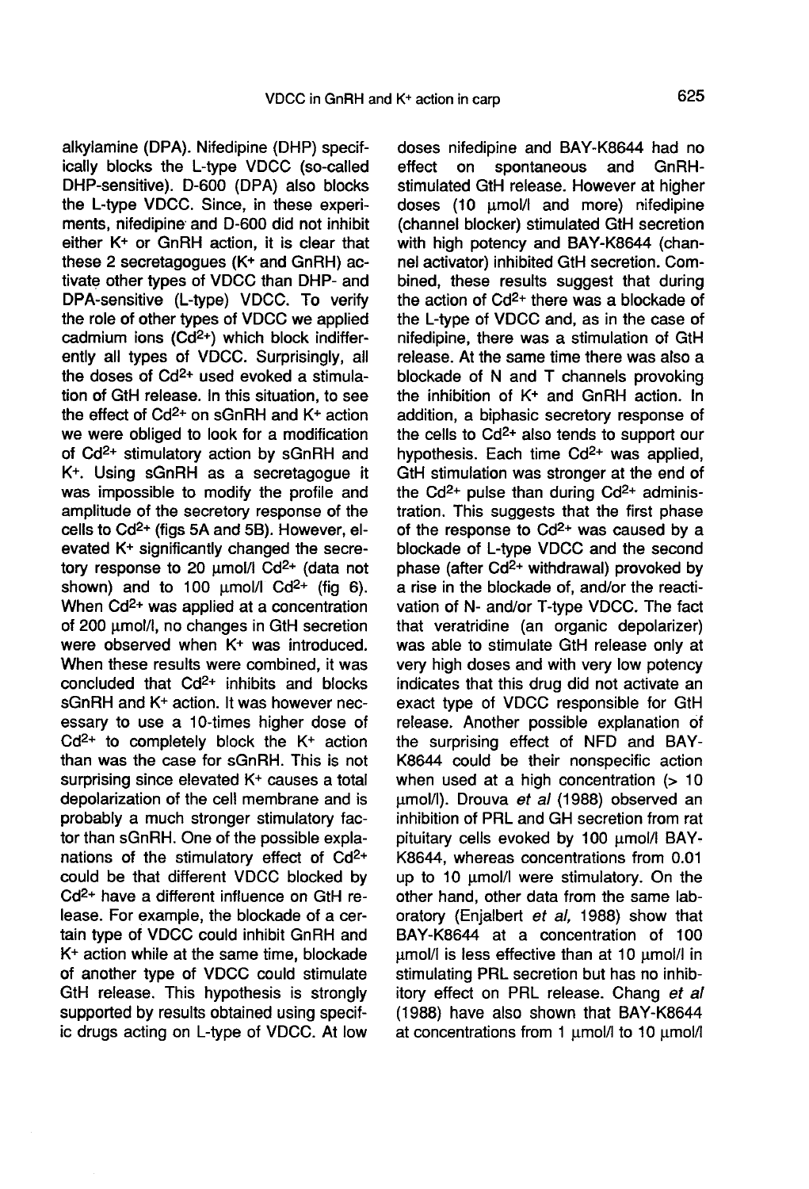alkylamine (DPA). Nifedipine (DHP) specifically blocks the L-type VDCC (so-called DHP-sensitive). D-600 (DPA) also blocks the L-type VDCC. Since, in these experiments, nifedipine and D-600 did not inhibit either $K^+$ or GnRH action, it is clear that these 2 secretagogues ($K^+$ and GnRH) activate other types of VDCC than DHP- and DPA-sensitive (L-type) VDCC. To verify the role of other types of VDCC we applied cadmium ions ($Cd^{2+}$) which block indifferently all types of VDCC. Surprisingly, all the doses of $Cd^{2+}$ used evoked a stimulation of GtH release. In this situation, to see the effect of $Cd^{2+}$ on sGnRH and $K^+$ action we were obliged to look for a modification of $Cd^{2+}$ stimulatory action by sGnRH and $K^+$. Using sGnRH as a secretagogue it was impossible to modify the profile and amplitude of the secretory response of the cells to $Cd^{2+}$ (figs 5A and 5B). However, elevated $K^+$ significantly changed the secretory response to 20 μmol/l $Cd^{2+}$ (data not shown) and to 100 μmol/l $Cd^{2+}$ (fig 6). When $Cd^{2+}$ was applied at a concentration of 200 μmol/l, no changes in GtH secretion were observed when $K^+$ was introduced. When these results were combined, it was concluded that $Cd^{2+}$ inhibits and blocks sGnRH and $K^+$ action. It was however necessary to use a 10-times higher dose of $Cd^{2+}$ to completely block the $K^+$ action than was the case for sGnRH. This is not surprising since elevated $K^+$ causes a total depolarization of the cell membrane and is probably a much stronger stimulatory factor than sGnRH. One of the possible explanations of the stimulatory effect of $Cd^{2+}$ could be that different VDCC blocked by $Cd^{2+}$ have a different influence on GtH release. For example, the blockade of a certain type of VDCC could inhibit GnRH and $K^+$ action while at the same time, blockade of another type of VDCC could stimulate GtH release. This hypothesis is strongly supported by results obtained using specific drugs acting on L-type of VDCC. At low doses nifedipine and BAY-K8644 had no effect on spontaneous and GnRH-stimulated GtH release. However at higher doses (10 μmol/l and more) nifedipine (channel blocker) stimulated GtH secretion with high potency and BAY-K8644 (channel activator) inhibited GtH secretion. Combined, these results suggest that during the action of $Cd^{2+}$ there was a blockade of the L-type of VDCC and, as in the case of nifedipine, there was a stimulation of GtH release. At the same time there was also a blockade of N and T channels provoking the inhibition of $K^+$ and GnRH action. In addition, a biphasic secretory response of the cells to $Cd^{2+}$ also tends to support our hypothesis. Each time $Cd^{2+}$ was applied, GtH stimulation was stronger at the end of the $Cd^{2+}$ pulse than during $Cd^{2+}$ administration. This suggests that the first phase of the response to $Cd^{2+}$ was caused by a blockade of L-type VDCC and the second phase (after $Cd^{2+}$ withdrawal) provoked by a rise in the blockade of, and/or the reactivation of N- and/or T-type VDCC. The fact that veratridine (an organic depolarizer) was able to stimulate GtH release only at very high doses and with very low potency indicates that this drug did not activate an exact type of VDCC responsible for GtH release. Another possible explanation of the surprising effect of NFD and BAY-K8644 could be their nonspecific action when used at a high concentration (> 10 μmol/l). Drouva *et al* (1988) observed an inhibition of PRL and GH secretion from rat pituitary cells evoked by 100 μmol/l BAY-K8644, whereas concentrations from 0.01 up to 10 μmol/l were stimulatory. On the other hand, other data from the same laboratory (Enjalbert *et al*, 1988) show that BAY-K8644 at a concentration of 100 μmol/l is less effective than at 10 μmol/l in stimulating PRL secretion but has no inhibitory effect on PRL release. Chang *et al* (1988) have also shown that BAY-K8644 at concentrations from 1 μmol/l to 10 μmol/l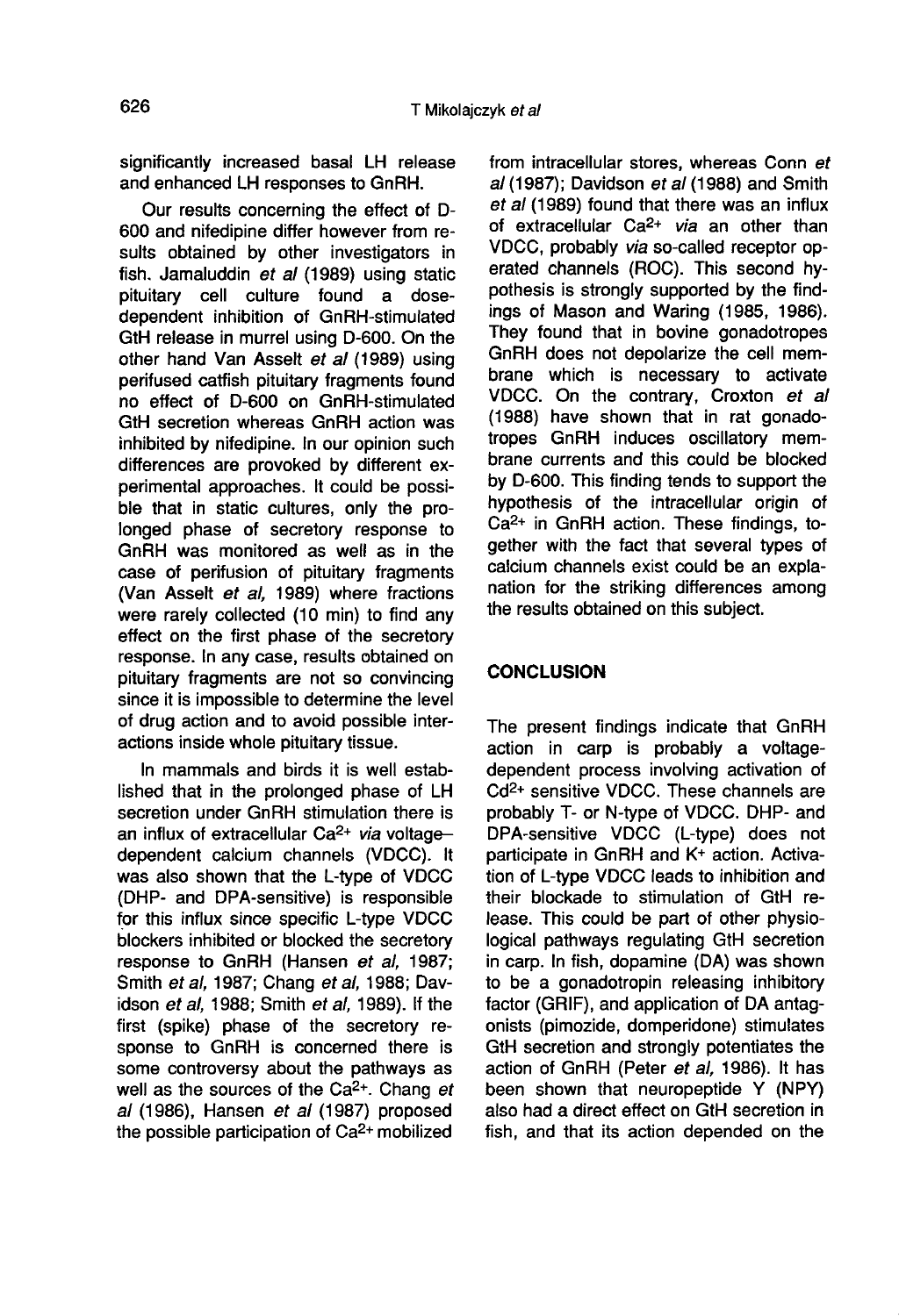significantly increased basal LH release and enhanced LH responses to GnRH.

Our results concerning the effect of D-600 and nifedipine differ however from results obtained by other investigators in fish. Jamaluddin *et al* (1989) using static pituitary cell culture found a dose-dependent inhibition of GnRH-stimulated GtH release in murrel using D-600. On the other hand Van Asselt *et al* (1989) using perifused catfish pituitary fragments found no effect of D-600 on GnRH-stimulated GtH secretion whereas GnRH action was inhibited by nifedipine. In our opinion such differences are provoked by different experimental approaches. It could be possible that in static cultures, only the prolonged phase of secretory response to GnRH was monitored as well as in the case of perifusion of pituitary fragments (Van Asselt *et al*, 1989) where fractions were rarely collected (10 min) to find any effect on the first phase of the secretory response. In any case, results obtained on pituitary fragments are not so convincing since it is impossible to determine the level of drug action and to avoid possible interactions inside whole pituitary tissue.

In mammals and birds it is well established that in the prolonged phase of LH secretion under GnRH stimulation there is an influx of extracellular $Ca^{2+}$ *via* voltage-dependent calcium channels (VDCC). It was also shown that the L-type of VDCC (DHP- and DPA-sensitive) is responsible for this influx since specific L-type VDCC blockers inhibited or blocked the secretory response to GnRH (Hansen *et al*, 1987; Smith *et al*, 1987; Chang *et al*, 1988; Davidson *et al*, 1988; Smith *et al*, 1989). If the first (spike) phase of the secretory response to GnRH is concerned there is some controversy about the pathways as well as the sources of the $Ca^{2+}$. Chang *et al* (1986), Hansen *et al* (1987) proposed the possible participation of $Ca^{2+}$ mobilized from intracellular stores, whereas Conn *et al* (1987); Davidson *et al* (1988) and Smith *et al* (1989) found that there was an influx of extracellular $Ca^{2+}$ *via* an other than VDCC, probably *via* so-called receptor operated channels (ROC). This second hypothesis is strongly supported by the findings of Mason and Waring (1985, 1986). They found that in bovine gonadotropes GnRH does not depolarize the cell membrane which is necessary to activate VDCC. On the contrary, Croxton *et al* (1988) have shown that in rat gonadotropes GnRH induces oscillatory membrane currents and this could be blocked by D-600. This finding tends to support the hypothesis of the intracellular origin of $Ca^{2+}$ in GnRH action. These findings, together with the fact that several types of calcium channels exist could be an explanation for the striking differences among the results obtained on this subject.

## CONCLUSION

The present findings indicate that GnRH action in carp is probably a voltage-dependent process involving activation of $Cd^{2+}$ sensitive VDCC. These channels are probably T- or N-type of VDCC. DHP- and DPA-sensitive VDCC (L-type) does not participate in GnRH and $K^{+}$ action. Activation of L-type VDCC leads to inhibition and their blockade to stimulation of GtH release. This could be part of other physiological pathways regulating GtH secretion in carp. In fish, dopamine (DA) was shown to be a gonadotropin releasing inhibitory factor (GRIF), and application of DA antagonists (pimozide, domperidone) stimulates GtH secretion and strongly potentiates the action of GnRH (Peter *et al*, 1986). It has been shown that neuropeptide Y (NPY) also had a direct effect on GtH secretion in fish, and that its action depended on the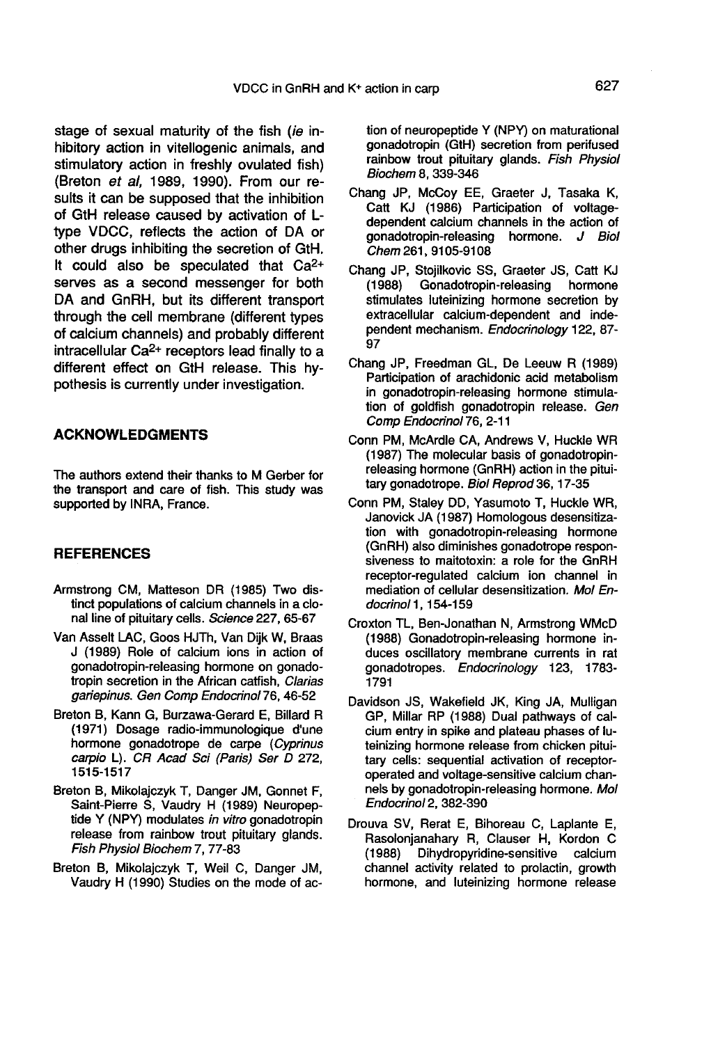stage of sexual maturity of the fish (*ie* inhibitory action in vitellogenic animals, and stimulatory action in freshly ovulated fish) (Breton *et al*, 1989, 1990). From our results it can be supposed that the inhibition of GtH release caused by activation of L-type VDCC, reflects the action of DA or other drugs inhibiting the secretion of GtH. It could also be speculated that $Ca^{2+}$ serves as a second messenger for both DA and GnRH, but its different transport through the cell membrane (different types of calcium channels) and probably different intracellular $Ca^{2+}$ receptors lead finally to a different effect on GtH release. This hypothesis is currently under investigation.

## ACKNOWLEDGMENTS

The authors extend their thanks to M Gerber for the transport and care of fish. This study was supported by INRA, France.

## REFERENCES

Armstrong CM, Matteson DR (1985) Two distinct populations of calcium channels in a clonal line of pituitary cells. *Science* 227, 65-67

Van Asselt LAC, Goos HJTh, Van Dijk W, Braas J (1989) Role of calcium ions in action of gonadotropin-releasing hormone on gonadotropin secretion in the African catfish, *Clarias gariepinus*. *Gen Comp Endocrinol* 76, 46-52

Breton B, Kann G, Burzawa-Gerard E, Billard R (1971) Dosage radio-immunologique d'une hormone gonadotrope de carpe (*Cyprinus carpio* L). *CR Acad Sci (Paris) Ser D* 272, 1515-1517

Breton B, Mikolajczyk T, Danger JM, Gonnet F, Saint-Pierre S, Vaudry H (1989) Neuropeptide Y (NPY) modulates *in vitro* gonadotropin release from rainbow trout pituitary glands. *Fish Physiol Biochem* 7, 77-83

Breton B, Mikolajczyk T, Weil C, Danger JM, Vaudry H (1990) Studies on the mode of action of neuropeptide Y (NPY) on maturational gonadotropin (GtH) secretion from perifused rainbow trout pituitary glands. *Fish Physiol Biochem* 8, 339-346

Chang JP, McCoy EE, Graeter J, Tasaka K, Catt KJ (1986) Participation of voltage-dependent calcium channels in the action of gonadotropin-releasing hormone. *J Biol Chem* 261, 9105-9108

Chang JP, Stojilkovic SS, Graeter JS, Catt KJ (1988) Gonadotropin-releasing hormone stimulates luteinizing hormone secretion by extracellular calcium-dependent and independent mechanism. *Endocrinology* 122, 87-97

Chang JP, Freedman GL, De Leeuw R (1989) Participation of arachidonic acid metabolism in gonadotropin-releasing hormone stimulation of goldfish gonadotropin release. *Gen Comp Endocrinol* 76, 2-11

Conn PM, McArdle CA, Andrews V, Huckle WR (1987) The molecular basis of gonadotropin-releasing hormone (GnRH) action in the pituitary gonadotrope. *Biol Reprod* 36, 17-35

Conn PM, Staley DD, Yasumoto T, Huckle WR, Janovick JA (1987) Homologous desensitization with gonadotropin-releasing hormone (GnRH) also diminishes gonadotrope responsiveness to maitotoxin: a role for the GnRH receptor-regulated calcium ion channel in mediation of cellular desensitization. *Mol Endocrinol* 1, 154-159

Croxton TL, Ben-Jonathan N, Armstrong WMcD (1988) Gonadotropin-releasing hormone induces oscillatory membrane currents in rat gonadotropes. *Endocrinology* 123, 1783-1791

Davidson JS, Wakefield JK, King JA, Mulligan GP, Millar RP (1988) Dual pathways of calcium entry in spike and plateau phases of luteinizing hormone release from chicken pituitary cells: sequential activation of receptor-operated and voltage-sensitive calcium channels by gonadotropin-releasing hormone. *Mol Endocrinol* 2, 382-390

Drouva SV, Rerat E, Bihoreau C, Laplante E, Rasolonjanahary R, Clauser H, Kordon C (1988) Dihydropyridine-sensitive calcium channel activity related to prolactin, growth hormone, and luteinizing hormone release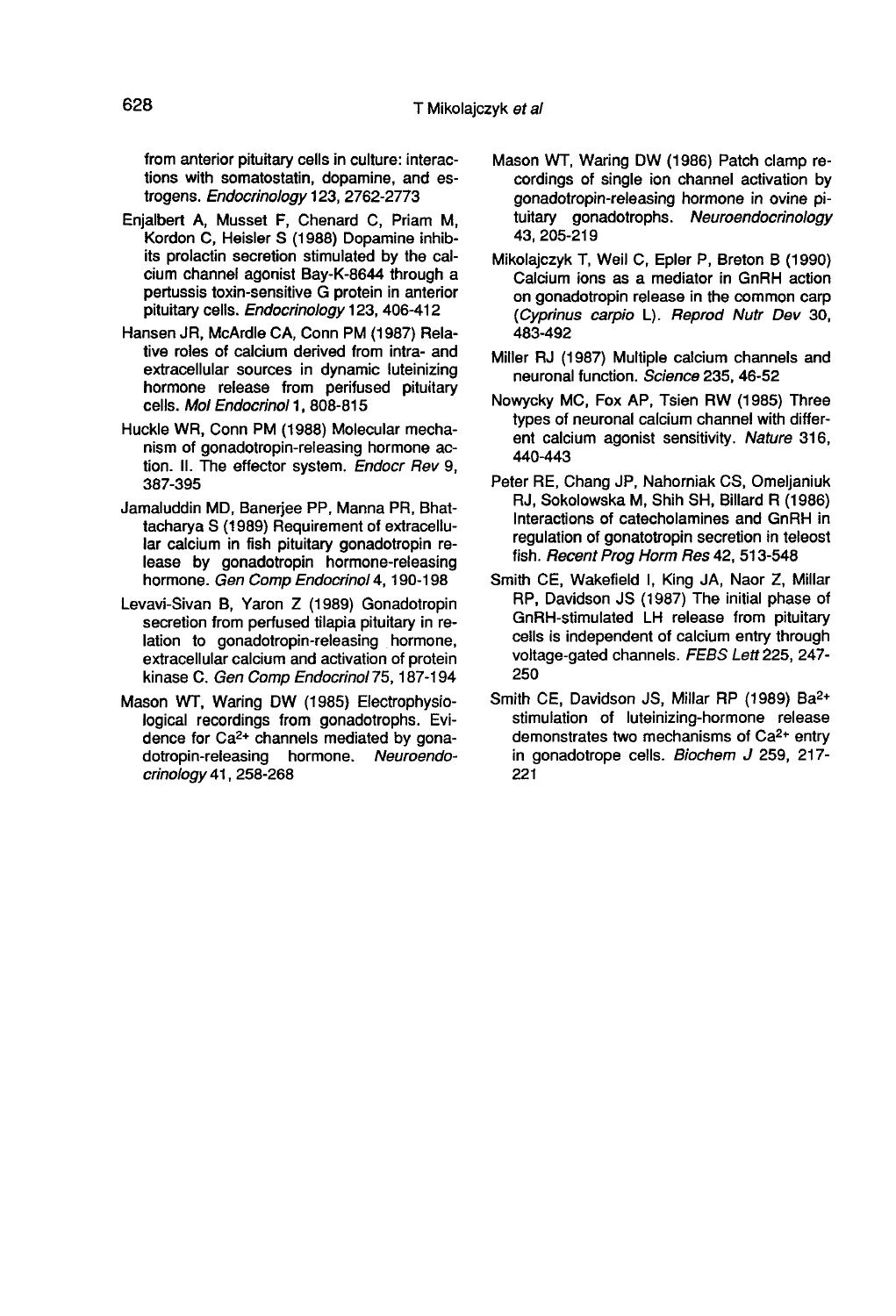from anterior pituitary cells in culture: interactions with somatostatin, dopamine, and estrogens. *Endocrinology* 123, 2762-2773

Enjalbert A, Musset F, Chenard C, Priam M, Kordon C, Heisler S (1988) Dopamine inhibits prolactin secretion stimulated by the calcium channel agonist Bay-K-8644 through a pertussis toxin-sensitive G protein in anterior pituitary cells. *Endocrinology* 123, 406-412

Hansen JR, McArdle CA, Conn PM (1987) Relative roles of calcium derived from intra- and extracellular sources in dynamic luteinizing hormone release from perifused pituitary cells. *Mol Endocrinol* 1, 808-815

Huckle WR, Conn PM (1988) Molecular mechanism of gonadotropin-releasing hormone action. II. The effector system. *Endocr Rev* 9, 387-395

Jamaluddin MD, Banerjee PP, Manna PR, Bhattacharya S (1989) Requirement of extracellular calcium in fish pituitary gonadotropin release by gonadotropin hormone-releasing hormone. *Gen Comp Endocrinol* 4, 190-198

Levavi-Sivan B, Yaron Z (1989) Gonadotropin secretion from perfused tilapia pituitary in relation to gonadotropin-releasing hormone, extracellular calcium and activation of protein kinase C. *Gen Comp Endocrinol* 75, 187-194

Mason WT, Waring DW (1985) Electrophysiological recordings from gonadotrophs. Evidence for $Ca^{2+}$ channels mediated by gonadotropin-releasing hormone. *Neuroendocrinology* 41, 258-268

Mason WT, Waring DW (1986) Patch clamp recordings of single ion channel activation by gonadotropin-releasing hormone in ovine pituitary gonadotrophs. *Neuroendocrinology* 43, 205-219

Mikolajczyk T, Weil C, Epler P, Breton B (1990) Calcium ions as a mediator in GnRH action on gonadotropin release in the common carp (*Cyprinus carpio* L). *Reprod Nutr Dev* 30, 483-492

Miller RJ (1987) Multiple calcium channels and neuronal function. *Science* 235, 46-52

Nowycky MC, Fox AP, Tsien RW (1985) Three types of neuronal calcium channel with different calcium agonist sensitivity. *Nature* 316, 440-443

Peter RE, Chang JP, Nahorniak CS, Omeljaniuk RJ, Sokolowska M, Shih SH, Billard R (1986) Interactions of catecholamines and GnRH in regulation of gonatotropin secretion in teleost fish. *Recent Prog Horm Res* 42, 513-548

Smith CE, Wakefield I, King JA, Naor Z, Millar RP, Davidson JS (1987) The initial phase of GnRH-stimulated LH release from pituitary cells is independent of calcium entry through voltage-gated channels. *FEBS Lett* 225, 247-250

Smith CE, Davidson JS, Millar RP (1989) $Ba^{2+}$ stimulation of luteinizing-hormone release demonstrates two mechanisms of $Ca^{2+}$ entry in gonadotrope cells. *Biochem J* 259, 217-221